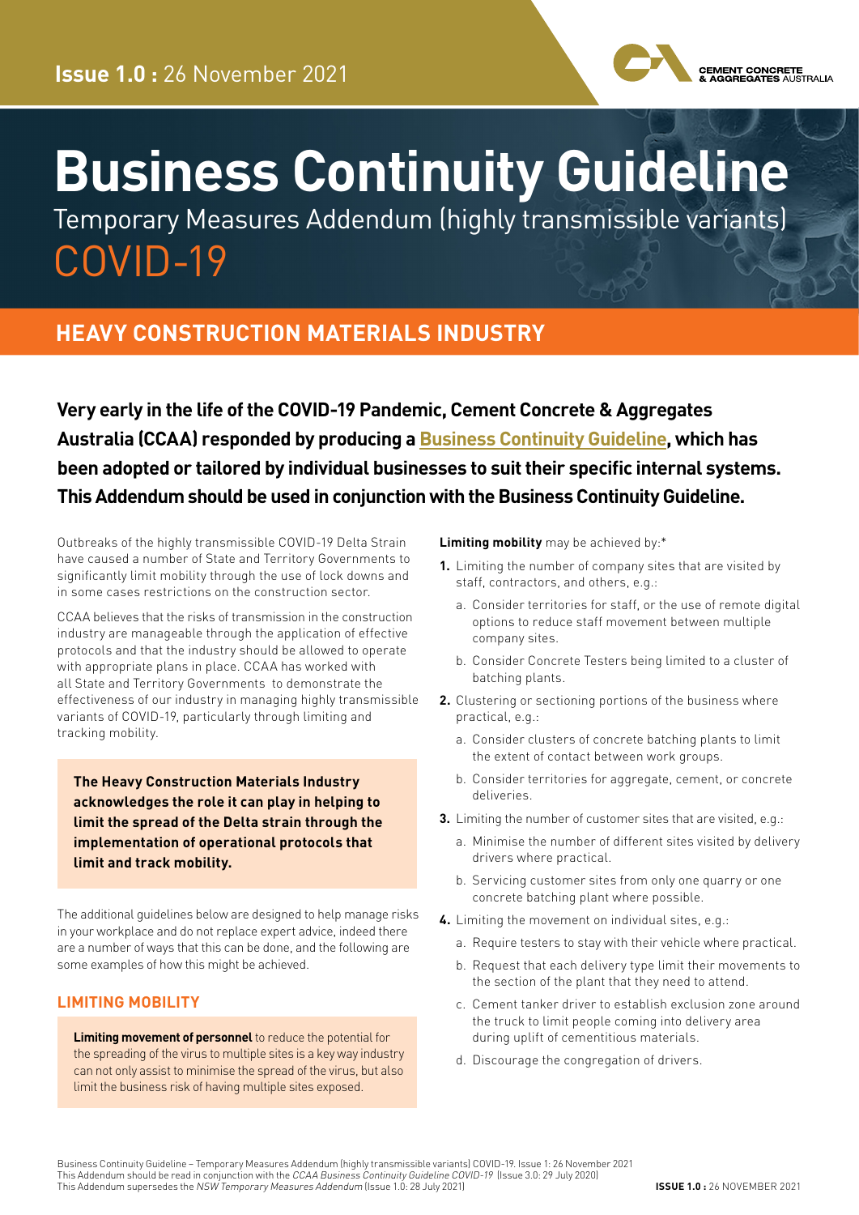**Issue 1.0 :** 26 November 2021

# Business Continuity Guideline

## Temporary Measures Addendum (highly transmissible variants) COVID-19

## HEAVY CONSTRUCTION MATERIALS INDUSTRY

**Very early in the life of the COVID-19 Pandemic, Cement Concrete & Aggregates Australia (CCAA) responded by producing a Business Continuity Guideline, which has been adopted or tailored by individual businesses to suit their specific internal systems. This Addendum should be used in conjunction with the Business Continuity Guideline.**

Outbreaks of the highly transmissible COVID-19 Delta Strain have caused a number of State and Territory Governments to significantly limit mobility through the use of lock downs and in some cases restrictions on the construction sector.

CCAA believes that the risks of transmission in the construction industry are manageable through the application of effective protocols and that the industry should be allowed to operate with appropriate plans in place. CCAA has worked with all State and Territory Governments to demonstrate the effectiveness of our industry in managing highly transmissible variants of COVID-19, particularly through limiting and tracking mobility.

**The Heavy Construction Materials Industry acknowledges the role it can play in helping to limit the spread of the Delta strain through the implementation of operational protocols that limit and track mobility.**

The additional guidelines below are designed to help manage risks in your workplace and do not replace expert advice, indeed there are a number of ways that this can be done, and the following are some examples of how this might be achieved.

### LIMITING MOBILITY

**Limiting movement of personnel** to reduce the potential for the spreading of the virus to multiple sites is a key way industry can not only assist to minimise the spread of the virus, but also limit the business risk of having multiple sites exposed.

**Limiting mobility** may be achieved by:*

1. Limiting the number of company sites that are visited by staff, contractors, and others, e.g.:
   a. Consider territories for staff, or the use of remote digital options to reduce staff movement between multiple company sites.
   b. Consider Concrete Testers being limited to a cluster of batching plants.
2. Clustering or sectioning portions of the business where practical, e.g.:
   a. Consider clusters of concrete batching plants to limit the extent of contact between work groups.
   b. Consider territories for aggregate, cement, or concrete deliveries.
3. Limiting the number of customer sites that are visited, e.g.:
   a. Minimise the number of different sites visited by delivery drivers where practical.
   b. Servicing customer sites from only one quarry or one concrete batching plant where possible.
4. Limiting the movement on individual sites, e.g.:
   a. Require testers to stay with their vehicle where practical.
   b. Request that each delivery type limit their movements to the section of the plant that they need to attend.
   c. Cement tanker driver to establish exclusion zone around the truck to limit people coming into delivery area during uplift of cementitious materials.
   d. Discourage the congregation of drivers.

Business Continuity Guideline – Temporary Measures Addendum (highly transmissible variants) COVID-19. Issue 1: 26 November 2021
This Addendum should be read in conjunction with the *CCAA Business Continuity Guideline COVID-19* (Issue 3.0: 29 July 2020)
This Addendum supersedes the *NSW Temporary Measures Addendum* (Issue 1.0: 28 July 2021)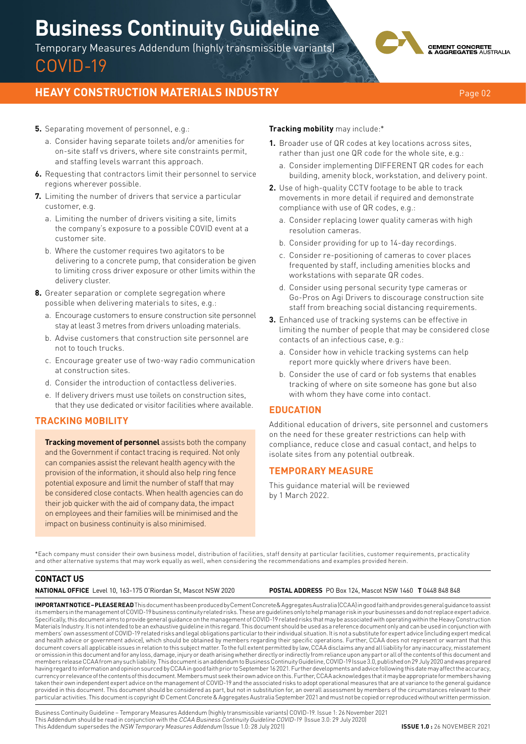5. Separating movement of personnel, e.g.:
   a. Consider having separate toilets and/or amenities for on-site staff vs drivers, where site constraints permit, and staffing levels warrant this approach.
6. Requesting that contractors limit their personnel to service regions wherever possible.
7. Limiting the number of drivers that service a particular customer, e.g.
   a. Limiting the number of drivers visiting a site, limits the company's exposure to a possible COVID event at a customer site.
   b. Where the customer requires two agitators to be delivering to a concrete pump, that consideration be given to limiting cross driver exposure or other limits within the delivery cluster.
8. Greater separation or complete segregation where possible when delivering materials to sites, e.g.:
   a. Encourage customers to ensure construction site personnel stay at least 3 metres from drivers unloading materials.
   b. Advise customers that construction site personnel are not to touch trucks.
   c. Encourage greater use of two-way radio communication at construction sites.
   d. Consider the introduction of contactless deliveries.
   e. If delivery drivers must use toilets on construction sites, that they use dedicated or visitor facilities where available.

## TRACKING MOBILITY

**Tracking movement of personnel** assists both the company and the Government if contact tracing is required. Not only can companies assist the relevant health agency with the provision of the information, it should also help ring fence potential exposure and limit the number of staff that may be considered close contacts. When health agencies can do their job quicker with the aid of company data, the impact on employees and their families will be minimised and the impact on business continuity is also minimised.

**Tracking mobility** may include:*

1. Broader use of QR codes at key locations across sites, rather than just one QR code for the whole site, e.g.:
   a. Consider implementing DIFFERENT QR codes for each building, amenity block, workstation, and delivery point.
2. Use of high-quality CCTV footage to be able to track movements in more detail if required and demonstrate compliance with use of QR codes, e.g.:
   a. Consider replacing lower quality cameras with high resolution cameras.
   b. Consider providing for up to 14-day recordings.
   c. Consider re-positioning of cameras to cover places frequented by staff, including amenities blocks and workstations with separate QR codes.
   d. Consider using personal security type cameras or Go-Pros on Agi Drivers to discourage construction site staff from breaching social distancing requirements.
3. Enhanced use of tracking systems can be effective in limiting the number of people that may be considered close contacts of an infectious case, e.g.:
   a. Consider how in vehicle tracking systems can help report more quickly where drivers have been.
   b. Consider the use of card or fob systems that enables tracking of where on site someone has gone but also with whom they have come into contact.

## EDUCATION

Additional education of drivers, site personnel and customers on the need for these greater restrictions can help with compliance, reduce close and casual contact, and helps to isolate sites from any potential outbreak.

## TEMPORARY MEASURE

This guidance material will be reviewed by 1 March 2022.

*Each company must consider their own business model, distribution of facilities, staff density at particular facilities, customer requirements, practicality and other alternative systems that may work equally as well, when considering the recommendations and examples provided herein.

## CONTACT US

**NATIONAL OFFICE** Level 10, 163-175 O'Riordan St, Mascot NSW 2020

**POSTAL ADDRESS** PO Box 124, Mascot NSW 1460 **T** 0448 848 848

**IMPORTANT NOTICE – PLEASE READ** This document has been produced by Cement Concrete & Aggregates Australia (CCAA) in good faith and provides general guidance to assist its members in the management of COVID-19 business continuity related risks. These are guidelines only to help manage risk in your businesses and do not replace expert advice. Specifically, this document aims to provide general guidance on the management of COVID-19 related risks that may be associated with operating within the Heavy Construction Materials Industry. It is not intended to be an exhaustive guideline in this regard. This document should be used as a reference document only and can be used in conjunction with members' own assessment of COVID-19 related risks and legal obligations particular to their individual situation. It is not a substitute for expert advice (including expert medical and health advice or government advice), which should be obtained by members regarding their specific operations. Further, CCAA does not represent or warrant that this document covers all applicable issues in relation to this subject matter. To the full extent permitted by law, CCAA disclaims any and all liability for any inaccuracy, misstatement or omission in this document and for any loss, damage, injury or death arising whether directly or indirectly from reliance upon any part or all of the contents of this document and members release CCAA from any such liability. This document is an addendum to Business Continuity Guideline, COVID-19 Issue 3.0, published on 29 July 2020 and was prepared having regard to information and opinion sourced by CCAA in good faith prior to September 16 2021. Further developments and advice following this date may affect the accuracy, currency or relevance of the contents of this document. Members must seek their own advice on this. Further, CCAA acknowledges that it may be appropriate for members having taken their own independent expert advice on the management of COVID-19 and the associated risks to adopt operational measures that are at variance to the general guidance provided in this document. This document should be considered as part, but not in substitution for, an overall assessment by members of the circumstances relevant to their particular activities. This document is copyright © Cement Concrete & Aggregates Australia September 2021 and must not be copied or reproduced without written permission.

Business Continuity Guideline – Temporary Measures Addendum (highly transmissible variants) COVID-19. Issue 1: 26 November 2021
This Addendum should be read in conjunction with the *CCAA Business Continuity Guideline COVID-19* (Issue 3.0: 29 July 2020)
This Addendum supersedes the *NSW Temporary Measures Addendum* (Issue 1.0: 28 July 2021)

**ISSUE 1.0 :** 26 NOVEMBER 2021